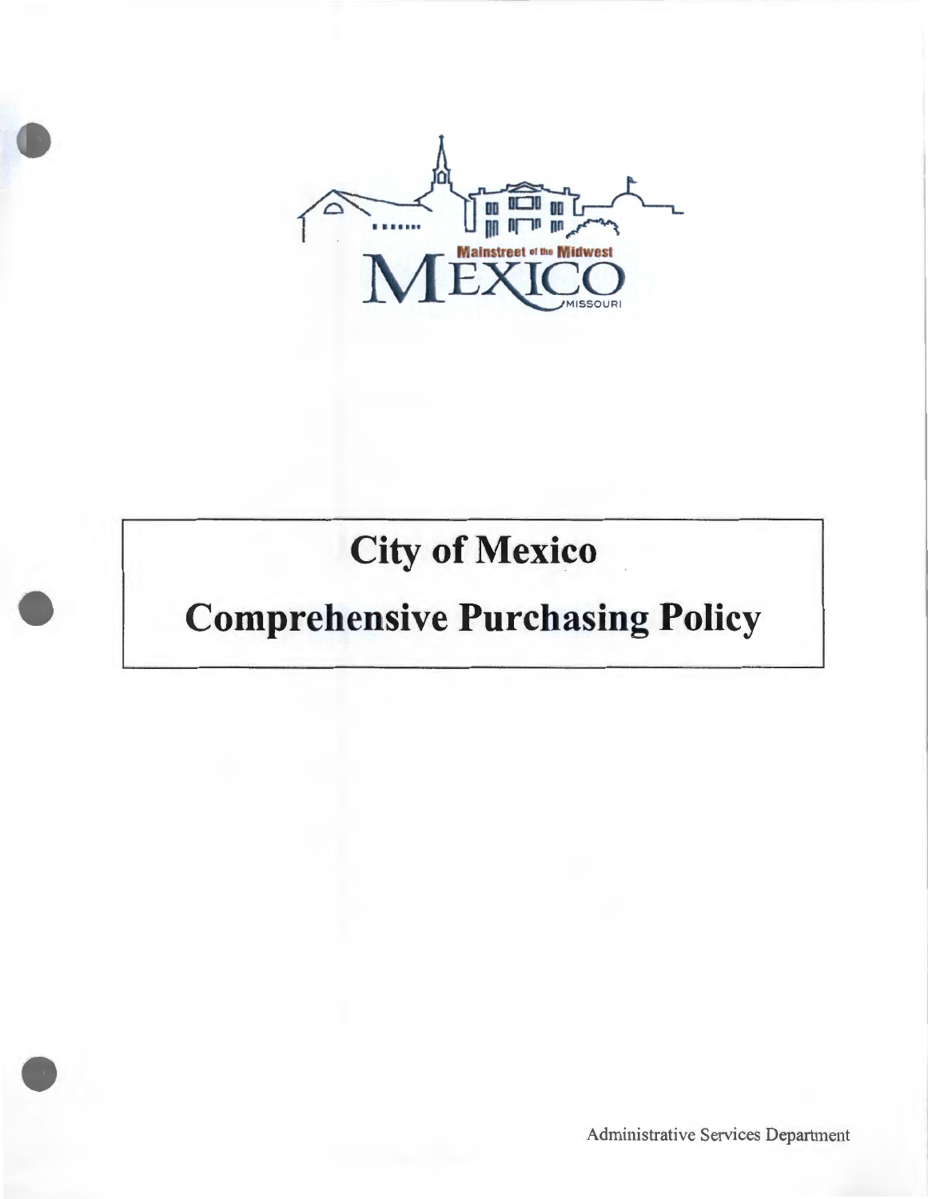Mainstreet of the Midwest

MEXICO

MISSOURI

# City of Mexico

# Comprehensive Purchasing Policy

Administrative Services Department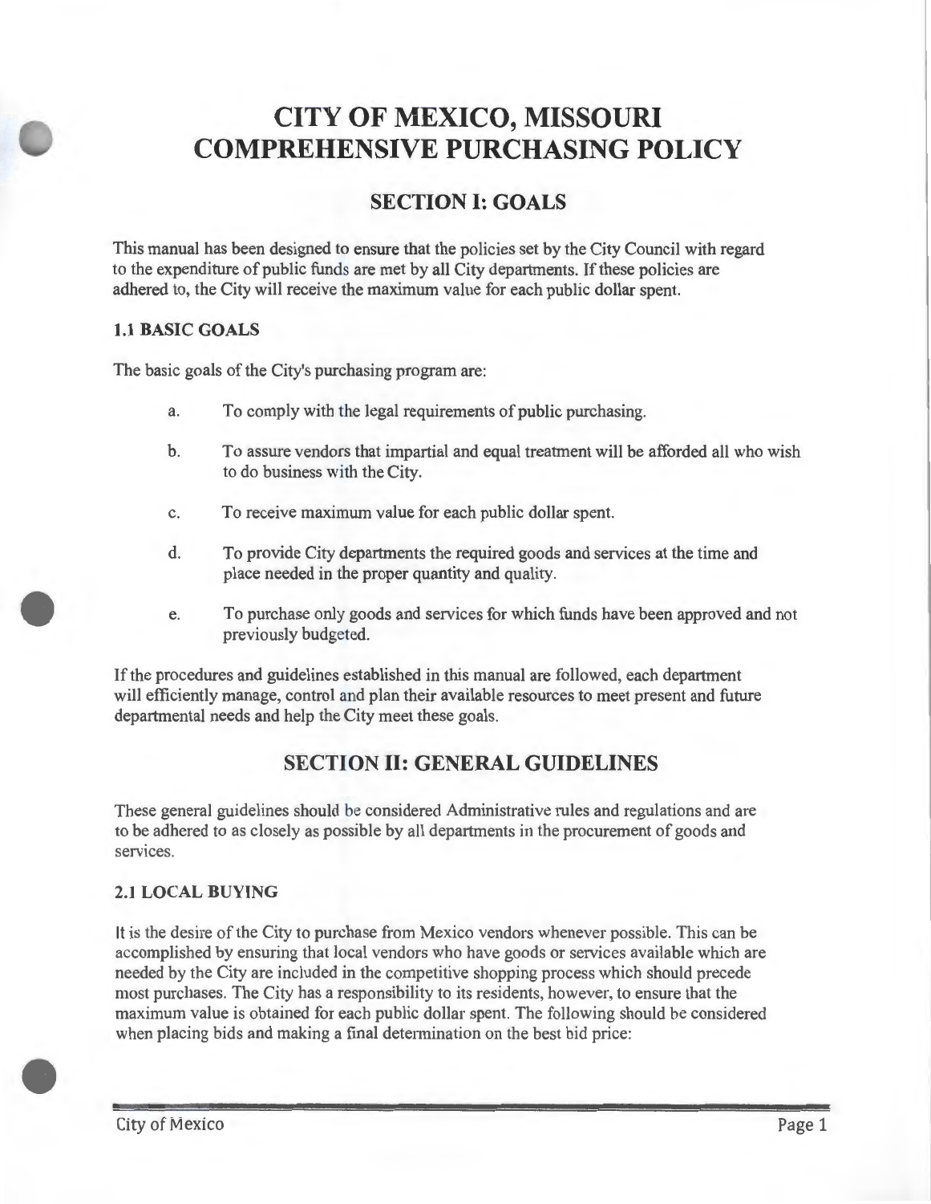# CITY OF MEXICO, MISSOURI COMPREHENSIVE PURCHASING POLICY

## SECTION I: GOALS

This manual has been designed to ensure that the policies set by the City Council with regard to the expenditure of public funds are met by all City departments. If these policies are adhered to, the City will receive the maximum value for each public dollar spent.

### 1.1 BASIC GOALS

The basic goals of the City's purchasing program are:

a. To comply with the legal requirements of public purchasing.

b. To assure vendors that impartial and equal treatment will be afforded all who wish to do business with the City.

c. To receive maximum value for each public dollar spent.

d. To provide City departments the required goods and services at the time and place needed in the proper quantity and quality.

e. To purchase only goods and services for which funds have been approved and not previously budgeted.

If the procedures and guidelines established in this manual are followed, each department will efficiently manage, control and plan their available resources to meet present and future departmental needs and help the City meet these goals.

## SECTION II: GENERAL GUIDELINES

These general guidelines should be considered Administrative rules and regulations and are to be adhered to as closely as possible by all departments in the procurement of goods and services.

### 2.1 LOCAL BUYING

It is the desire of the City to purchase from Mexico vendors whenever possible. This can be accomplished by ensuring that local vendors who have goods or services available which are needed by the City are included in the competitive shopping process which should precede most purchases. The City has a responsibility to its residents, however, to ensure that the maximum value is obtained for each public dollar spent. The following should be considered when placing bids and making a final determination on the best bid price: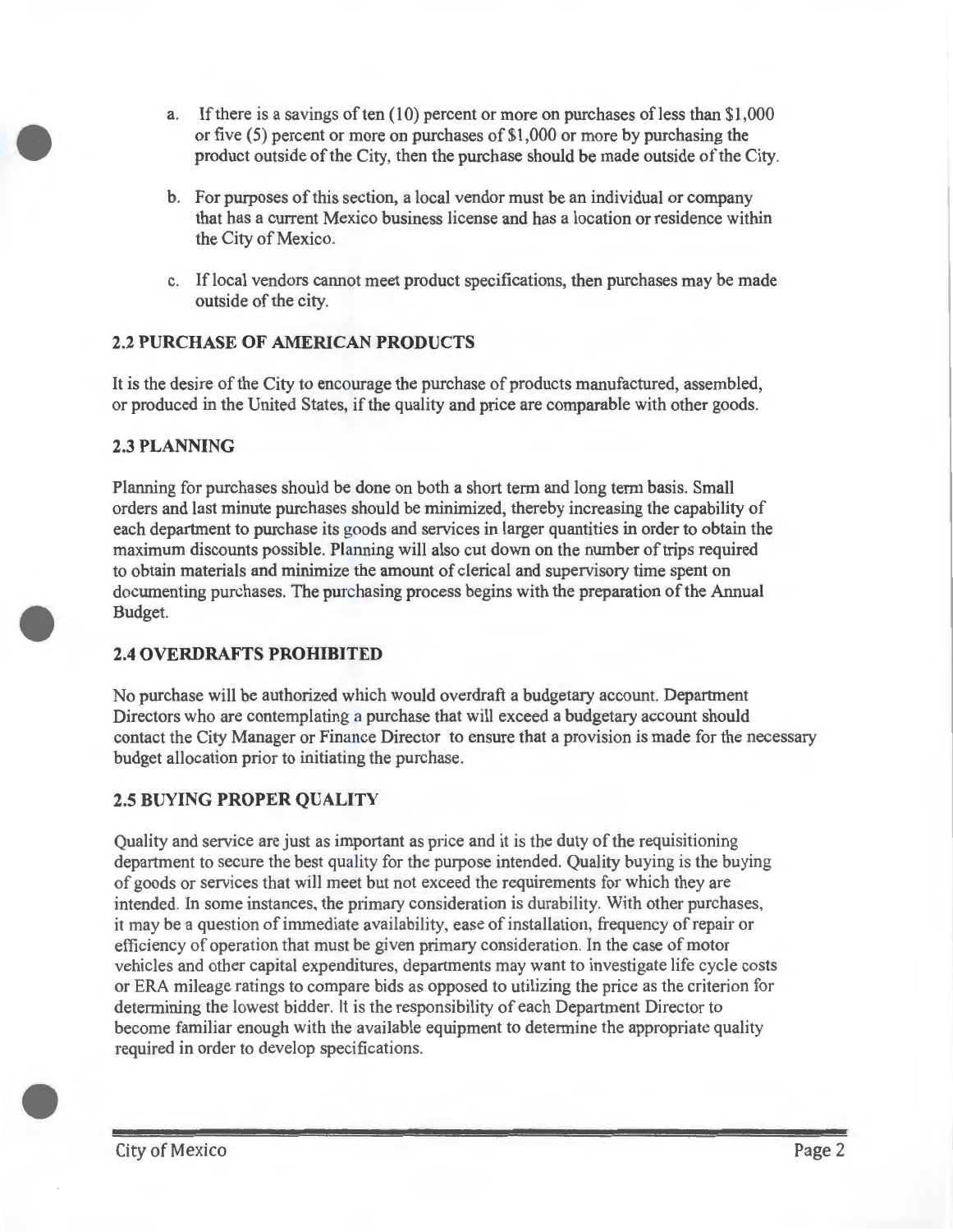a. If there is a savings of ten (10) percent or more on purchases of less than $1,000 or five (5) percent or more on purchases of $1,000 or more by purchasing the product outside of the City, then the purchase should be made outside of the City.

b. For purposes of this section, a local vendor must be an individual or company that has a current Mexico business license and has a location or residence within the City of Mexico.

c. If local vendors cannot meet product specifications, then purchases may be made outside of the city.

## 2.2 PURCHASE OF AMERICAN PRODUCTS

It is the desire of the City to encourage the purchase of products manufactured, assembled, or produced in the United States, if the quality and price are comparable with other goods.

## 2.3 PLANNING

Planning for purchases should be done on both a short term and long term basis. Small orders and last minute purchases should be minimized, thereby increasing the capability of each department to purchase its goods and services in larger quantities in order to obtain the maximum discounts possible. Planning will also cut down on the number of trips required to obtain materials and minimize the amount of clerical and supervisory time spent on documenting purchases. The purchasing process begins with the preparation of the Annual Budget.

## 2.4 OVERDRAFTS PROHIBITED

No purchase will be authorized which would overdraft a budgetary account. Department Directors who are contemplating a purchase that will exceed a budgetary account should contact the City Manager or Finance Director to ensure that a provision is made for the necessary budget allocation prior to initiating the purchase.

## 2.5 BUYING PROPER QUALITY

Quality and service are just as important as price and it is the duty of the requisitioning department to secure the best quality for the purpose intended. Quality buying is the buying of goods or services that will meet but not exceed the requirements for which they are intended. In some instances, the primary consideration is durability. With other purchases, it may be a question of immediate availability, ease of installation, frequency of repair or efficiency of operation that must be given primary consideration. In the case of motor vehicles and other capital expenditures, departments may want to investigate life cycle costs or ERA mileage ratings to compare bids as opposed to utilizing the price as the criterion for determining the lowest bidder. It is the responsibility of each Department Director to become familiar enough with the available equipment to determine the appropriate quality required in order to develop specifications.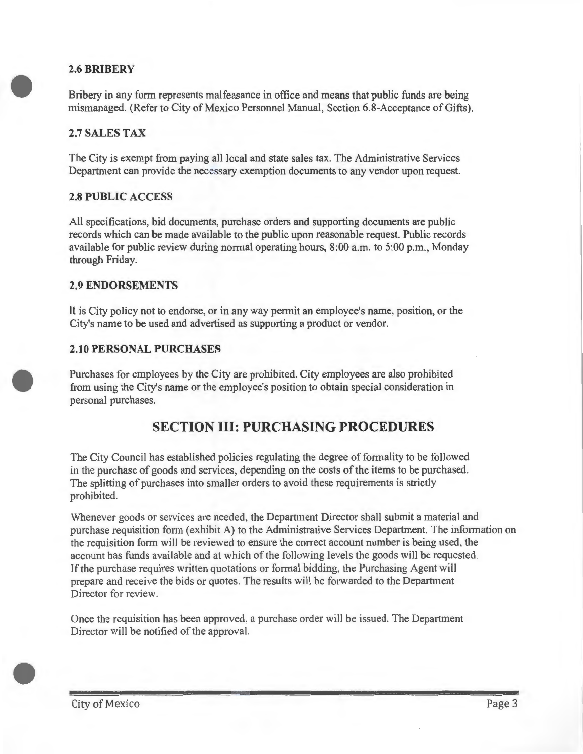### 2.6 BRIBERY

Bribery in any form represents malfeasance in office and means that public funds are being mismanaged. (Refer to City of Mexico Personnel Manual, Section 6.8-Acceptance of Gifts).

### 2.7 SALES TAX

The City is exempt from paying all local and state sales tax. The Administrative Services Department can provide the necessary exemption documents to any vendor upon request.

### 2.8 PUBLIC ACCESS

All specifications, bid documents, purchase orders and supporting documents are public records which can be made available to the public upon reasonable request. Public records available for public review during normal operating hours, 8:00 a.m. to 5:00 p.m., Monday through Friday.

### 2.9 ENDORSEMENTS

It is City policy not to endorse, or in any way permit an employee's name, position, or the City's name to be used and advertised as supporting a product or vendor.

### 2.10 PERSONAL PURCHASES

Purchases for employees by the City are prohibited. City employees are also prohibited from using the City's name or the employee's position to obtain special consideration in personal purchases.

## SECTION III: PURCHASING PROCEDURES

The City Council has established policies regulating the degree of formality to be followed in the purchase of goods and services, depending on the costs of the items to be purchased. The splitting of purchases into smaller orders to avoid these requirements is strictly prohibited.

Whenever goods or services are needed, the Department Director shall submit a material and purchase requisition form (exhibit A) to the Administrative Services Department. The information on the requisition form will be reviewed to ensure the correct account number is being used, the account has funds available and at which of the following levels the goods will be requested. If the purchase requires written quotations or formal bidding, the Purchasing Agent will prepare and receive the bids or quotes. The results will be forwarded to the Department Director for review.

Once the requisition has been approved, a purchase order will be issued. The Department Director will be notified of the approval.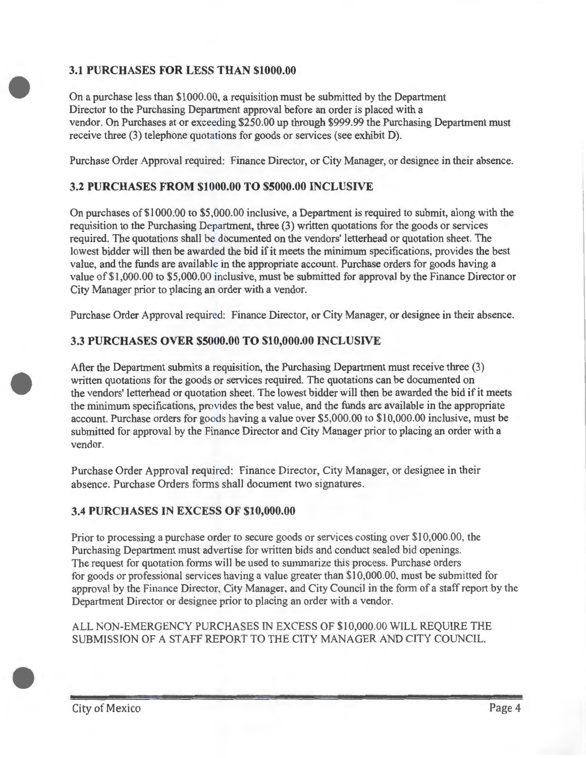### 3.1 PURCHASES FOR LESS THAN $1000.00

On a purchase less than $1000.00, a requisition must be submitted by the Department Director to the Purchasing Department approval before an order is placed with a vendor. On Purchases at or exceeding $250.00 up through $999.99 the Purchasing Department must receive three (3) telephone quotations for goods or services (see exhibit D).

Purchase Order Approval required: Finance Director, or City Manager, or designee in their absence.

### 3.2 PURCHASES FROM $1000.00 TO $5000.00 INCLUSIVE

On purchases of $1000.00 to $5,000.00 inclusive, a Department is required to submit, along with the requisition to the Purchasing Department, three (3) written quotations for the goods or services required. The quotations shall be documented on the vendors' letterhead or quotation sheet. The lowest bidder will then be awarded the bid if it meets the minimum specifications, provides the best value, and the funds are available in the appropriate account. Purchase orders for goods having a value of $1,000.00 to $5,000.00 inclusive, must be submitted for approval by the Finance Director or City Manager prior to placing an order with a vendor.

Purchase Order Approval required: Finance Director, or City Manager, or designee in their absence.

### 3.3 PURCHASES OVER $5000.00 TO $10,000.00 INCLUSIVE

After the Department submits a requisition, the Purchasing Department must receive three (3) written quotations for the goods or services required. The quotations can be documented on the vendors' letterhead or quotation sheet. The lowest bidder will then be awarded the bid if it meets the minimum specifications, provides the best value, and the funds are available in the appropriate account. Purchase orders for goods having a value over $5,000.00 to $10,000.00 inclusive, must be submitted for approval by the Finance Director and City Manager prior to placing an order with a vendor.

Purchase Order Approval required: Finance Director, City Manager, or designee in their absence. Purchase Orders forms shall document two signatures.

### 3.4 PURCHASES IN EXCESS OF $10,000.00

Prior to processing a purchase order to secure goods or services costing over $10,000.00, the Purchasing Department must advertise for written bids and conduct sealed bid openings. The request for quotation forms will be used to summarize this process. Purchase orders for goods or professional services having a value greater than $10,000.00, must be submitted for approval by the Finance Director, City Manager, and City Council in the form of a staff report by the Department Director or designee prior to placing an order with a vendor.

ALL NON-EMERGENCY PURCHASES IN EXCESS OF $10,000.00 WILL REQUIRE THE SUBMISSION OF A STAFF REPORT TO THE CITY MANAGER AND CITY COUNCIL.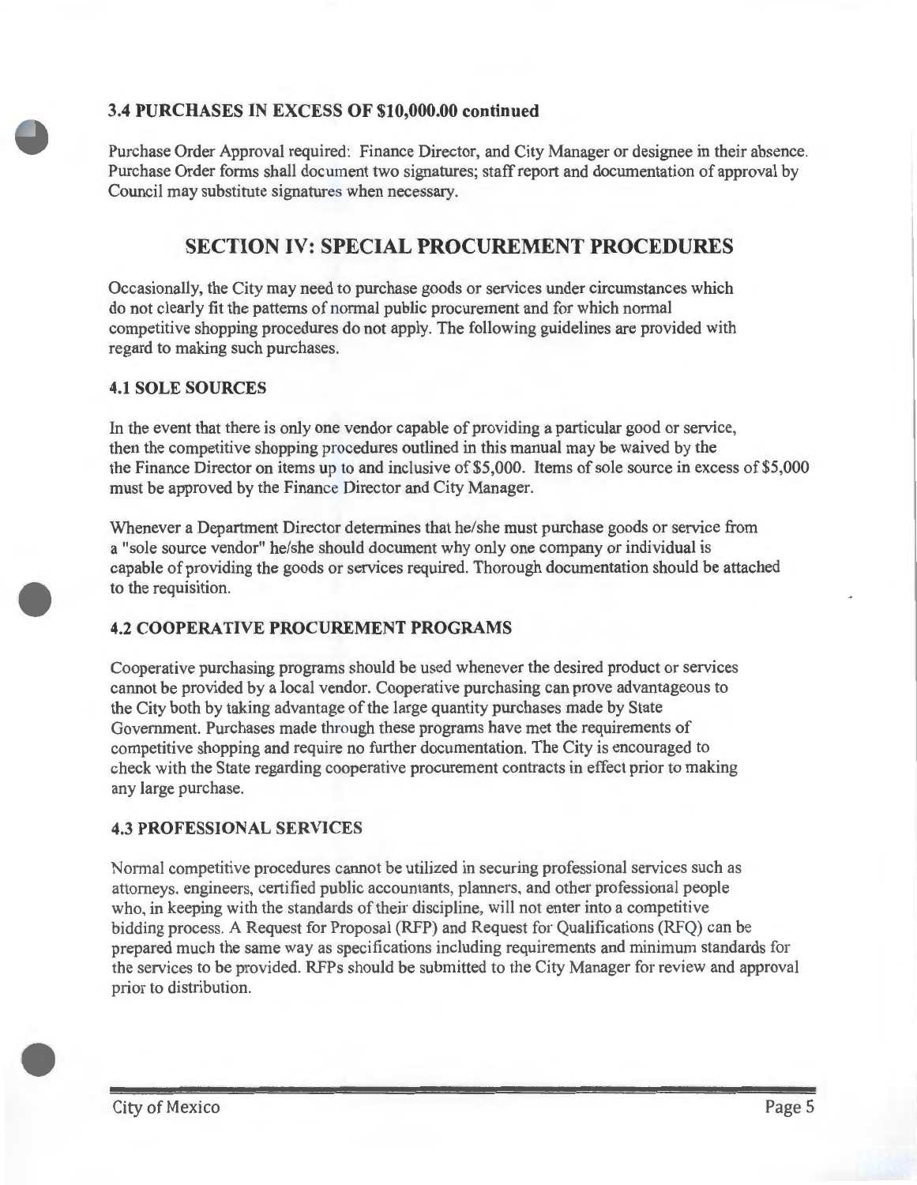### 3.4 PURCHASES IN EXCESS OF $10,000.00 continued

Purchase Order Approval required: Finance Director, and City Manager or designee in their absence. Purchase Order forms shall document two signatures; staff report and documentation of approval by Council may substitute signatures when necessary.

## SECTION IV: SPECIAL PROCUREMENT PROCEDURES

Occasionally, the City may need to purchase goods or services under circumstances which do not clearly fit the patterns of normal public procurement and for which normal competitive shopping procedures do not apply. The following guidelines are provided with regard to making such purchases.

### 4.1 SOLE SOURCES

In the event that there is only one vendor capable of providing a particular good or service, then the competitive shopping procedures outlined in this manual may be waived by the the Finance Director on items up to and inclusive of $5,000. Items of sole source in excess of $5,000 must be approved by the Finance Director and City Manager.

Whenever a Department Director determines that he/she must purchase goods or service from a "sole source vendor" he/she should document why only one company or individual is capable of providing the goods or services required. Thorough documentation should be attached to the requisition.

### 4.2 COOPERATIVE PROCUREMENT PROGRAMS

Cooperative purchasing programs should be used whenever the desired product or services cannot be provided by a local vendor. Cooperative purchasing can prove advantageous to the City both by taking advantage of the large quantity purchases made by State Government. Purchases made through these programs have met the requirements of competitive shopping and require no further documentation. The City is encouraged to check with the State regarding cooperative procurement contracts in effect prior to making any large purchase.

### 4.3 PROFESSIONAL SERVICES

Normal competitive procedures cannot be utilized in securing professional services such as attorneys, engineers, certified public accountants, planners, and other professional people who, in keeping with the standards of their discipline, will not enter into a competitive bidding process. A Request for Proposal (RFP) and Request for Qualifications (RFQ) can be prepared much the same way as specifications including requirements and minimum standards for the services to be provided. RFPs should be submitted to the City Manager for review and approval prior to distribution.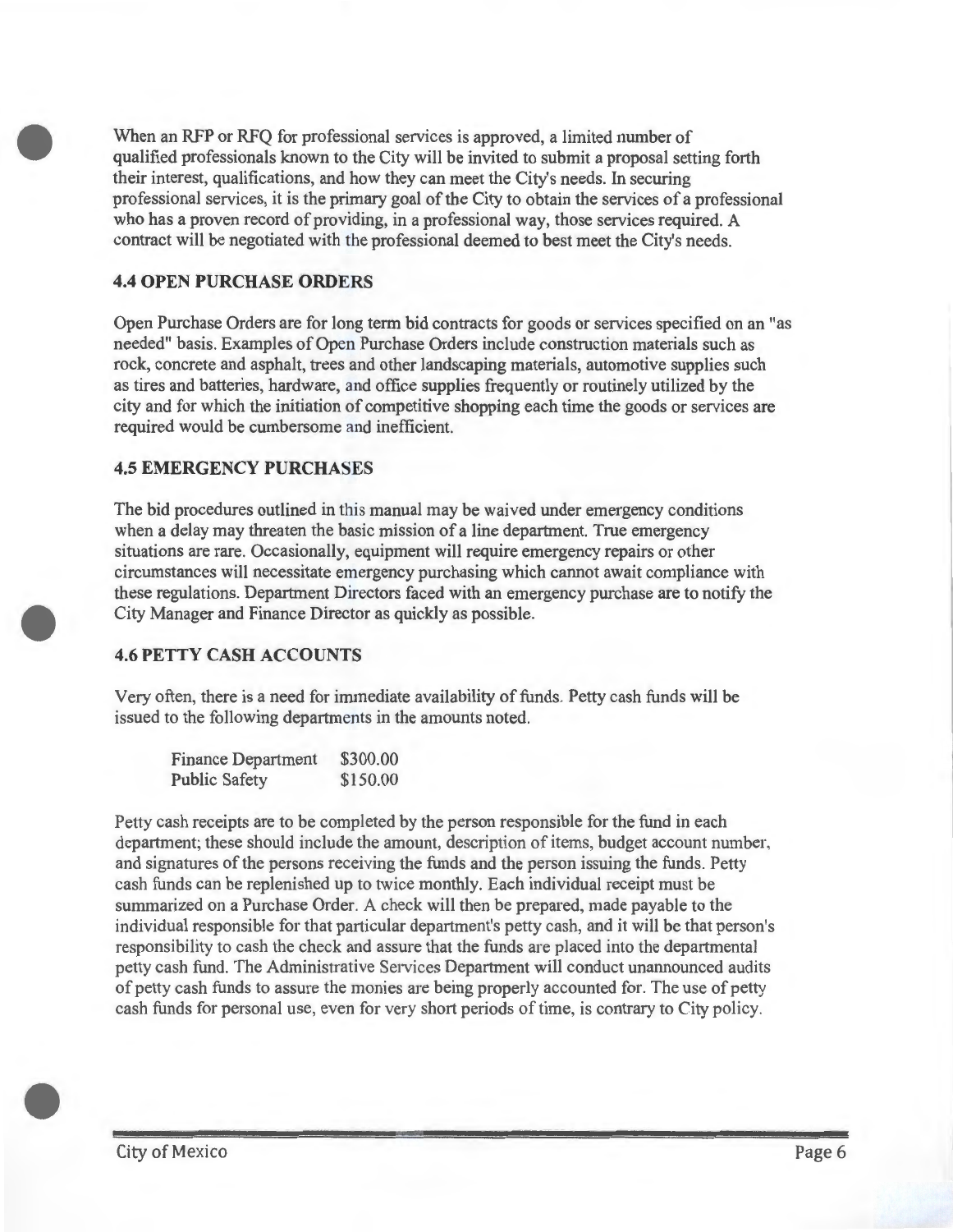When an RFP or RFQ for professional services is approved, a limited number of qualified professionals known to the City will be invited to submit a proposal setting forth their interest, qualifications, and how they can meet the City's needs. In securing professional services, it is the primary goal of the City to obtain the services of a professional who has a proven record of providing, in a professional way, those services required. A contract will be negotiated with the professional deemed to best meet the City's needs.

### 4.4 OPEN PURCHASE ORDERS

Open Purchase Orders are for long term bid contracts for goods or services specified on an "as needed" basis. Examples of Open Purchase Orders include construction materials such as rock, concrete and asphalt, trees and other landscaping materials, automotive supplies such as tires and batteries, hardware, and office supplies frequently or routinely utilized by the city and for which the initiation of competitive shopping each time the goods or services are required would be cumbersome and inefficient.

### 4.5 EMERGENCY PURCHASES

The bid procedures outlined in this manual may be waived under emergency conditions when a delay may threaten the basic mission of a line department. True emergency situations are rare. Occasionally, equipment will require emergency repairs or other circumstances will necessitate emergency purchasing which cannot await compliance with these regulations. Department Directors faced with an emergency purchase are to notify the City Manager and Finance Director as quickly as possible.

### 4.6 PETTY CASH ACCOUNTS

Very often, there is a need for immediate availability of funds. Petty cash funds will be issued to the following departments in the amounts noted.

| Department | Amount |
|---|---|
| Finance Department | $300.00 |
| Public Safety | $150.00 |

Petty cash receipts are to be completed by the person responsible for the fund in each department; these should include the amount, description of items, budget account number, and signatures of the persons receiving the funds and the person issuing the funds. Petty cash funds can be replenished up to twice monthly. Each individual receipt must be summarized on a Purchase Order. A check will then be prepared, made payable to the individual responsible for that particular department's petty cash, and it will be that person's responsibility to cash the check and assure that the funds are placed into the departmental petty cash fund. The Administrative Services Department will conduct unannounced audits of petty cash funds to assure the monies are being properly accounted for. The use of petty cash funds for personal use, even for very short periods of time, is contrary to City policy.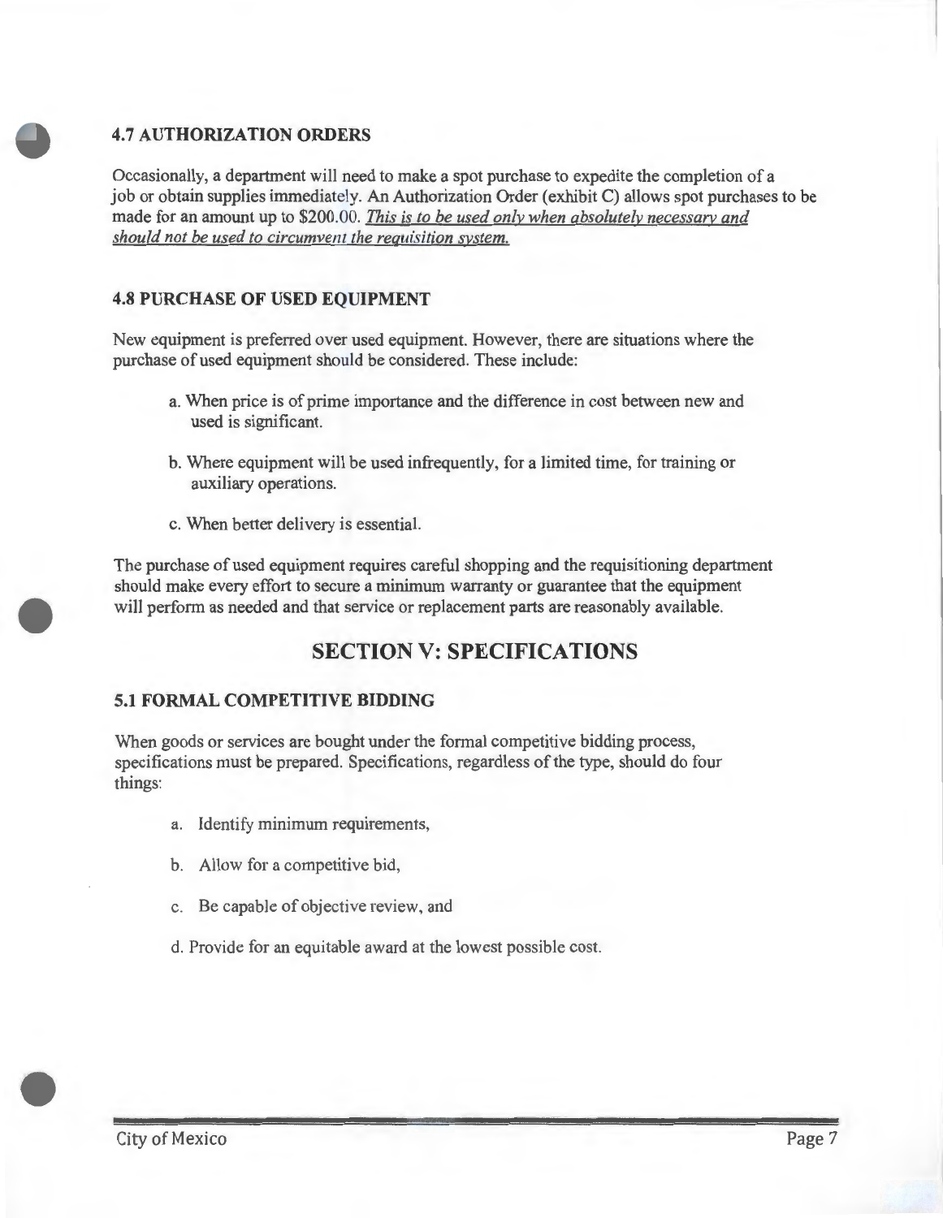### 4.7 AUTHORIZATION ORDERS

Occasionally, a department will need to make a spot purchase to expedite the completion of a job or obtain supplies immediately. An Authorization Order (exhibit C) allows spot purchases to be made for an amount up to $200.00. *This is to be used only when absolutely necessary and should not be used to circumvent the requisition system.*

### 4.8 PURCHASE OF USED EQUIPMENT

New equipment is preferred over used equipment. However, there are situations where the purchase of used equipment should be considered. These include:

a. When price is of prime importance and the difference in cost between new and used is significant.

b. Where equipment will be used infrequently, for a limited time, for training or auxiliary operations.

c. When better delivery is essential.

The purchase of used equipment requires careful shopping and the requisitioning department should make every effort to secure a minimum warranty or guarantee that the equipment will perform as needed and that service or replacement parts are reasonably available.

## SECTION V: SPECIFICATIONS

### 5.1 FORMAL COMPETITIVE BIDDING

When goods or services are bought under the formal competitive bidding process, specifications must be prepared. Specifications, regardless of the type, should do four things:

a. Identify minimum requirements,

b. Allow for a competitive bid,

c. Be capable of objective review, and

d. Provide for an equitable award at the lowest possible cost.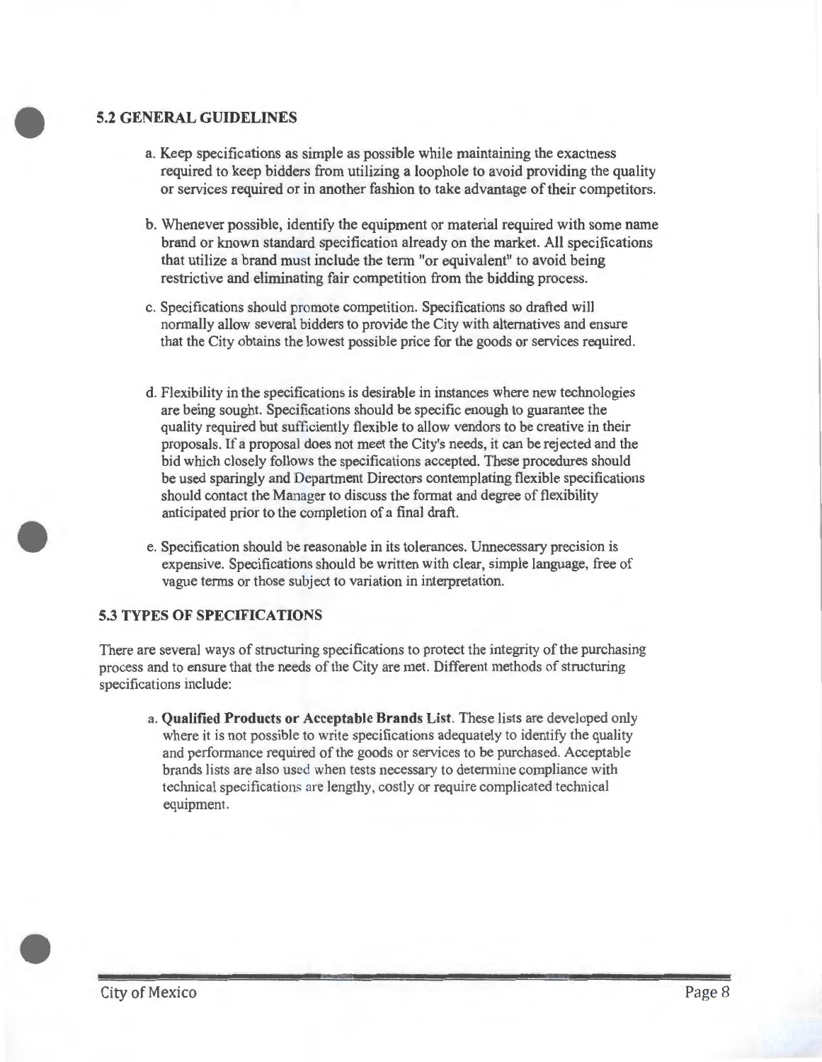## 5.2 GENERAL GUIDELINES

a. Keep specifications as simple as possible while maintaining the exactness required to keep bidders from utilizing a loophole to avoid providing the quality or services required or in another fashion to take advantage of their competitors.

b. Whenever possible, identify the equipment or material required with some name brand or known standard specification already on the market. All specifications that utilize a brand must include the term "or equivalent" to avoid being restrictive and eliminating fair competition from the bidding process.

c. Specifications should promote competition. Specifications so drafted will normally allow several bidders to provide the City with alternatives and ensure that the City obtains the lowest possible price for the goods or services required.

d. Flexibility in the specifications is desirable in instances where new technologies are being sought. Specifications should be specific enough to guarantee the quality required but sufficiently flexible to allow vendors to be creative in their proposals. If a proposal does not meet the City's needs, it can be rejected and the bid which closely follows the specifications accepted. These procedures should be used sparingly and Department Directors contemplating flexible specifications should contact the Manager to discuss the format and degree of flexibility anticipated prior to the completion of a final draft.

e. Specification should be reasonable in its tolerances. Unnecessary precision is expensive. Specifications should be written with clear, simple language, free of vague terms or those subject to variation in interpretation.

## 5.3 TYPES OF SPECIFICATIONS

There are several ways of structuring specifications to protect the integrity of the purchasing process and to ensure that the needs of the City are met. Different methods of structuring specifications include:

a. **Qualified Products or Acceptable Brands List**. These lists are developed only where it is not possible to write specifications adequately to identify the quality and performance required of the goods or services to be purchased. Acceptable brands lists are also used when tests necessary to determine compliance with technical specifications are lengthy, costly or require complicated technical equipment.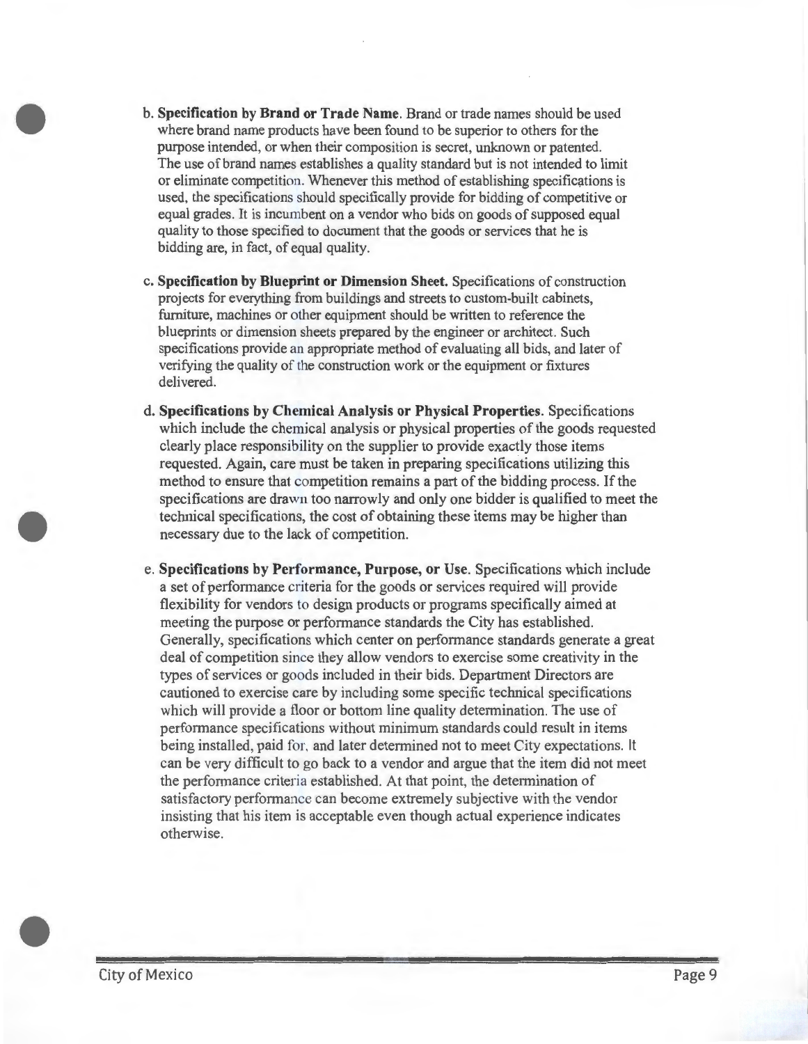b. **Specification by Brand or Trade Name**. Brand or trade names should be used where brand name products have been found to be superior to others for the purpose intended, or when their composition is secret, unknown or patented. The use of brand names establishes a quality standard but is not intended to limit or eliminate competition. Whenever this method of establishing specifications is used, the specifications should specifically provide for bidding of competitive or equal grades. It is incumbent on a vendor who bids on goods of supposed equal quality to those specified to document that the goods or services that he is bidding are, in fact, of equal quality.

c. **Specification by Blueprint or Dimension Sheet.** Specifications of construction projects for everything from buildings and streets to custom-built cabinets, furniture, machines or other equipment should be written to reference the blueprints or dimension sheets prepared by the engineer or architect. Such specifications provide an appropriate method of evaluating all bids, and later of verifying the quality of the construction work or the equipment or fixtures delivered.

d. **Specifications by Chemical Analysis or Physical Properties**. Specifications which include the chemical analysis or physical properties of the goods requested clearly place responsibility on the supplier to provide exactly those items requested. Again, care must be taken in preparing specifications utilizing this method to ensure that competition remains a part of the bidding process. If the specifications are drawn too narrowly and only one bidder is qualified to meet the technical specifications, the cost of obtaining these items may be higher than necessary due to the lack of competition.

e. **Specifications by Performance, Purpose, or Use**. Specifications which include a set of performance criteria for the goods or services required will provide flexibility for vendors to design products or programs specifically aimed at meeting the purpose or performance standards the City has established. Generally, specifications which center on performance standards generate a great deal of competition since they allow vendors to exercise some creativity in the types of services or goods included in their bids. Department Directors are cautioned to exercise care by including some specific technical specifications which will provide a floor or bottom line quality determination. The use of performance specifications without minimum standards could result in items being installed, paid for, and later determined not to meet City expectations. It can be very difficult to go back to a vendor and argue that the item did not meet the performance criteria established. At that point, the determination of satisfactory performance can become extremely subjective with the vendor insisting that his item is acceptable even though actual experience indicates otherwise.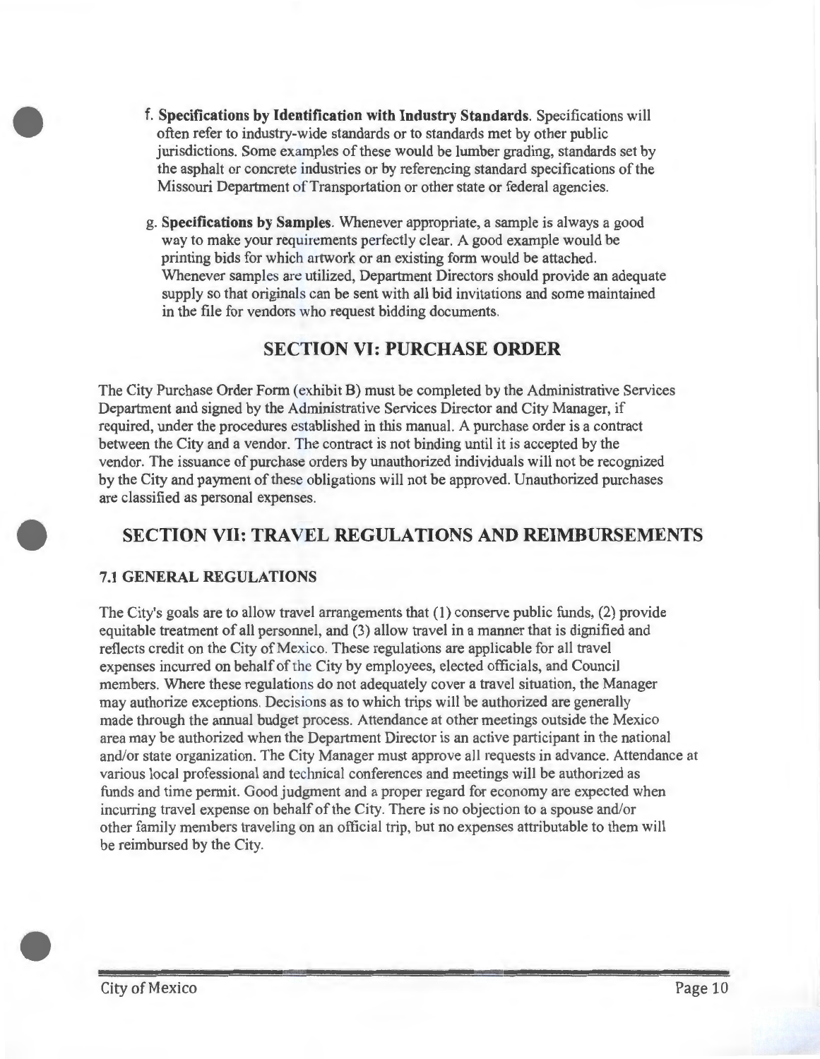f. **Specifications by Identification with Industry Standards**. Specifications will often refer to industry-wide standards or to standards met by other public jurisdictions. Some examples of these would be lumber grading, standards set by the asphalt or concrete industries or by referencing standard specifications of the Missouri Department of Transportation or other state or federal agencies.

g. **Specifications by Samples**. Whenever appropriate, a sample is always a good way to make your requirements perfectly clear. A good example would be printing bids for which artwork or an existing form would be attached. Whenever samples are utilized, Department Directors should provide an adequate supply so that originals can be sent with all bid invitations and some maintained in the file for vendors who request bidding documents.

## SECTION VI: PURCHASE ORDER

The City Purchase Order Form (exhibit B) must be completed by the Administrative Services Department and signed by the Administrative Services Director and City Manager, if required, under the procedures established in this manual. A purchase order is a contract between the City and a vendor. The contract is not binding until it is accepted by the vendor. The issuance of purchase orders by unauthorized individuals will not be recognized by the City and payment of these obligations will not be approved. Unauthorized purchases are classified as personal expenses.

## SECTION VII: TRAVEL REGULATIONS AND REIMBURSEMENTS

### 7.1 GENERAL REGULATIONS

The City's goals are to allow travel arrangements that (1) conserve public funds, (2) provide equitable treatment of all personnel, and (3) allow travel in a manner that is dignified and reflects credit on the City of Mexico. These regulations are applicable for all travel expenses incurred on behalf of the City by employees, elected officials, and Council members. Where these regulations do not adequately cover a travel situation, the Manager may authorize exceptions. Decisions as to which trips will be authorized are generally made through the annual budget process. Attendance at other meetings outside the Mexico area may be authorized when the Department Director is an active participant in the national and/or state organization. The City Manager must approve all requests in advance. Attendance at various local professional and technical conferences and meetings will be authorized as funds and time permit. Good judgment and a proper regard for economy are expected when incurring travel expense on behalf of the City. There is no objection to a spouse and/or other family members traveling on an official trip, but no expenses attributable to them will be reimbursed by the City.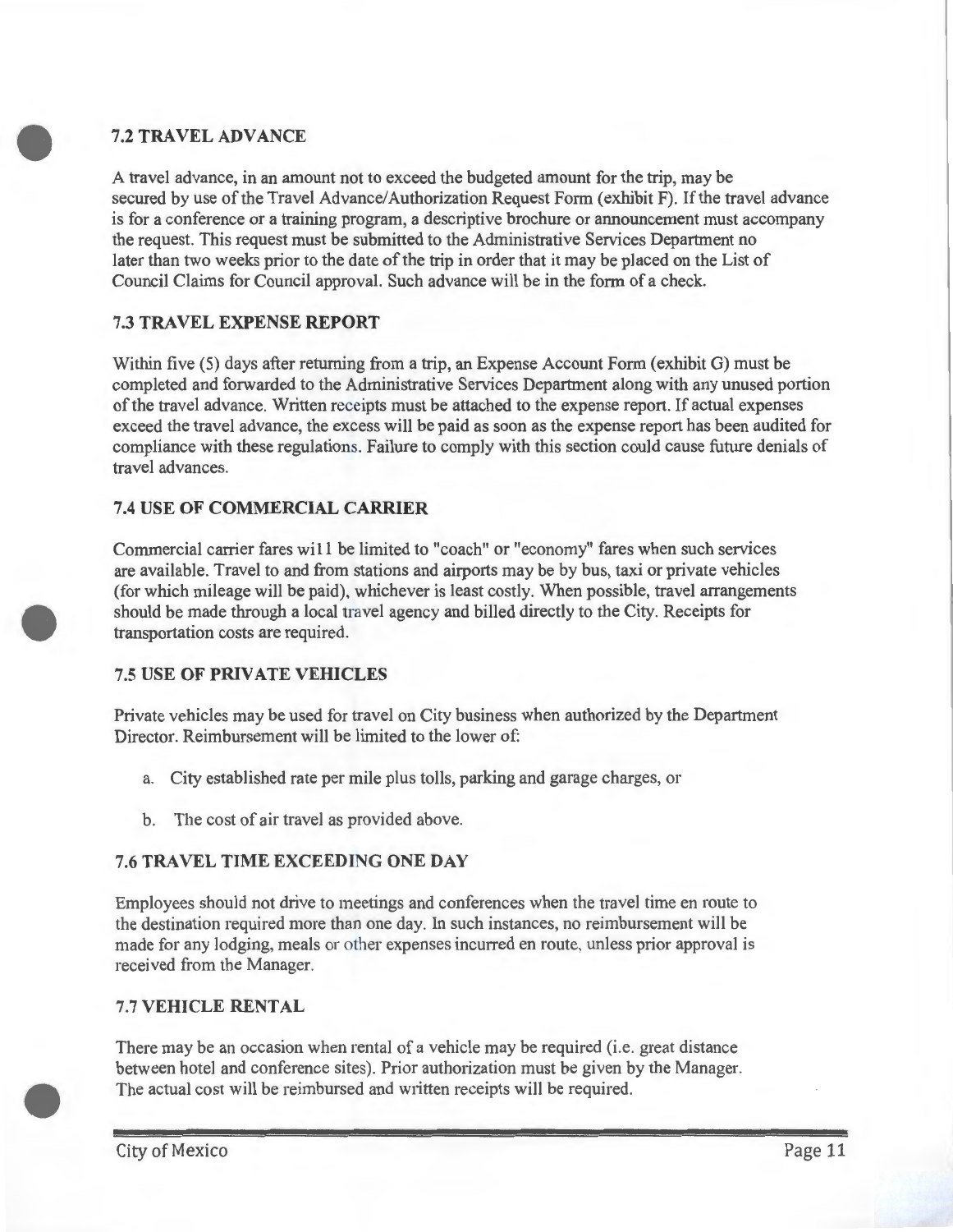## 7.2 TRAVEL ADVANCE

A travel advance, in an amount not to exceed the budgeted amount for the trip, may be secured by use of the Travel Advance/Authorization Request Form (exhibit F). If the travel advance is for a conference or a training program, a descriptive brochure or announcement must accompany the request. This request must be submitted to the Administrative Services Department no later than two weeks prior to the date of the trip in order that it may be placed on the List of Council Claims for Council approval. Such advance will be in the form of a check.

## 7.3 TRAVEL EXPENSE REPORT

Within five (5) days after returning from a trip, an Expense Account Form (exhibit G) must be completed and forwarded to the Administrative Services Department along with any unused portion of the travel advance. Written receipts must be attached to the expense report. If actual expenses exceed the travel advance, the excess will be paid as soon as the expense report has been audited for compliance with these regulations. Failure to comply with this section could cause future denials of travel advances.

## 7.4 USE OF COMMERCIAL CARRIER

Commercial carrier fares will be limited to "coach" or "economy" fares when such services are available. Travel to and from stations and airports may be by bus, taxi or private vehicles (for which mileage will be paid), whichever is least costly. When possible, travel arrangements should be made through a local travel agency and billed directly to the City. Receipts for transportation costs are required.

## 7.5 USE OF PRIVATE VEHICLES

Private vehicles may be used for travel on City business when authorized by the Department Director. Reimbursement will be limited to the lower of:

a. City established rate per mile plus tolls, parking and garage charges, or

b. The cost of air travel as provided above.

## 7.6 TRAVEL TIME EXCEEDING ONE DAY

Employees should not drive to meetings and conferences when the travel time en route to the destination required more than one day. In such instances, no reimbursement will be made for any lodging, meals or other expenses incurred en route, unless prior approval is received from the Manager.

## 7.7 VEHICLE RENTAL

There may be an occasion when rental of a vehicle may be required (i.e. great distance between hotel and conference sites). Prior authorization must be given by the Manager. The actual cost will be reimbursed and written receipts will be required.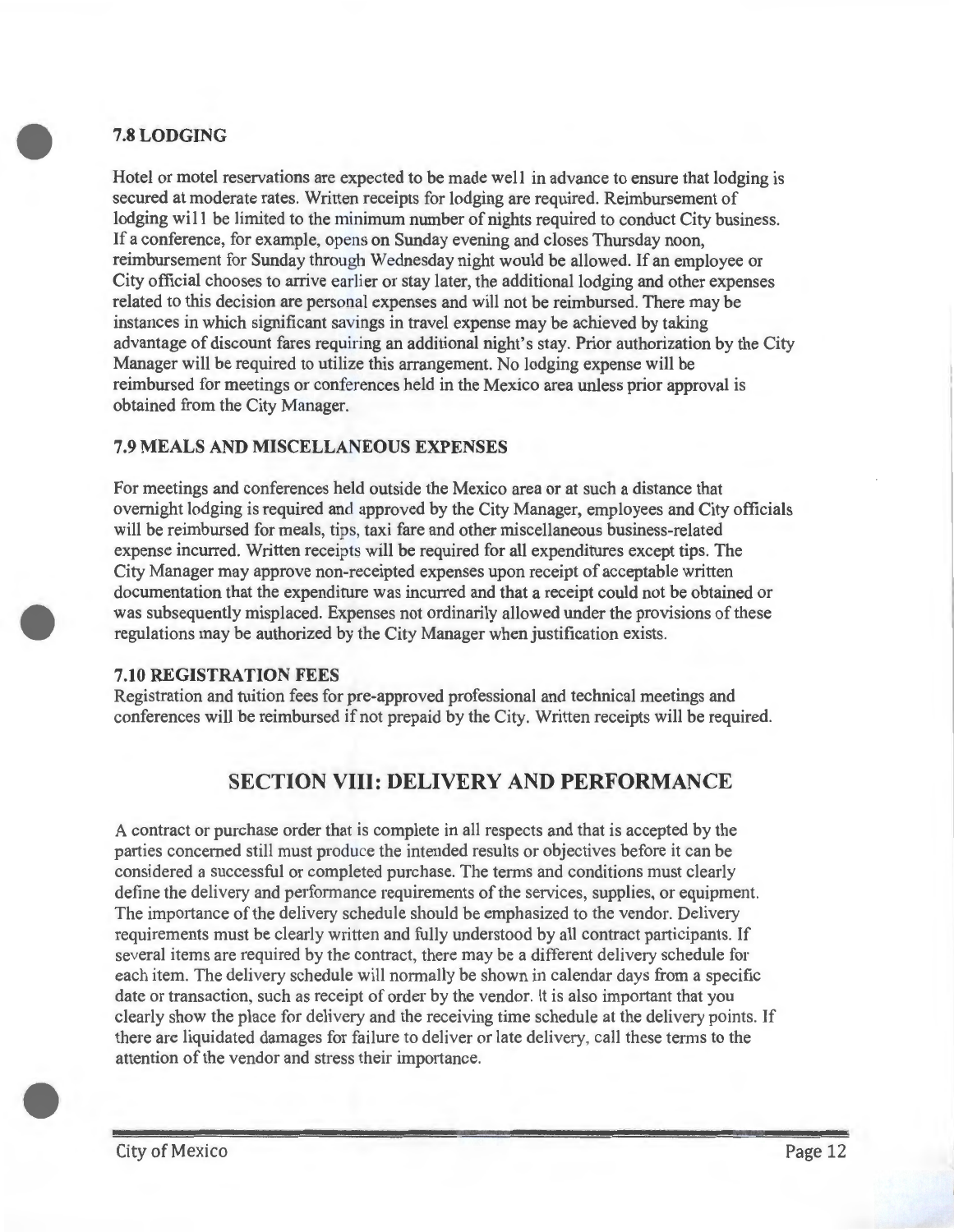### 7.8 LODGING

Hotel or motel reservations are expected to be made well in advance to ensure that lodging is secured at moderate rates. Written receipts for lodging are required. Reimbursement of lodging will be limited to the minimum number of nights required to conduct City business. If a conference, for example, opens on Sunday evening and closes Thursday noon, reimbursement for Sunday through Wednesday night would be allowed. If an employee or City official chooses to arrive earlier or stay later, the additional lodging and other expenses related to this decision are personal expenses and will not be reimbursed. There may be instances in which significant savings in travel expense may be achieved by taking advantage of discount fares requiring an additional night's stay. Prior authorization by the City Manager will be required to utilize this arrangement. No lodging expense will be reimbursed for meetings or conferences held in the Mexico area unless prior approval is obtained from the City Manager.

### 7.9 MEALS AND MISCELLANEOUS EXPENSES

For meetings and conferences held outside the Mexico area or at such a distance that overnight lodging is required and approved by the City Manager, employees and City officials will be reimbursed for meals, tips, taxi fare and other miscellaneous business-related expense incurred. Written receipts will be required for all expenditures except tips. The City Manager may approve non-receipted expenses upon receipt of acceptable written documentation that the expenditure was incurred and that a receipt could not be obtained or was subsequently misplaced. Expenses not ordinarily allowed under the provisions of these regulations may be authorized by the City Manager when justification exists.

### 7.10 REGISTRATION FEES

Registration and tuition fees for pre-approved professional and technical meetings and conferences will be reimbursed if not prepaid by the City. Written receipts will be required.

## SECTION VIII: DELIVERY AND PERFORMANCE

A contract or purchase order that is complete in all respects and that is accepted by the parties concerned still must produce the intended results or objectives before it can be considered a successful or completed purchase. The terms and conditions must clearly define the delivery and performance requirements of the services, supplies, or equipment. The importance of the delivery schedule should be emphasized to the vendor. Delivery requirements must be clearly written and fully understood by all contract participants. If several items are required by the contract, there may be a different delivery schedule for each item. The delivery schedule will normally be shown in calendar days from a specific date or transaction, such as receipt of order by the vendor. It is also important that you clearly show the place for delivery and the receiving time schedule at the delivery points. If there are liquidated damages for failure to deliver or late delivery, call these terms to the attention of the vendor and stress their importance.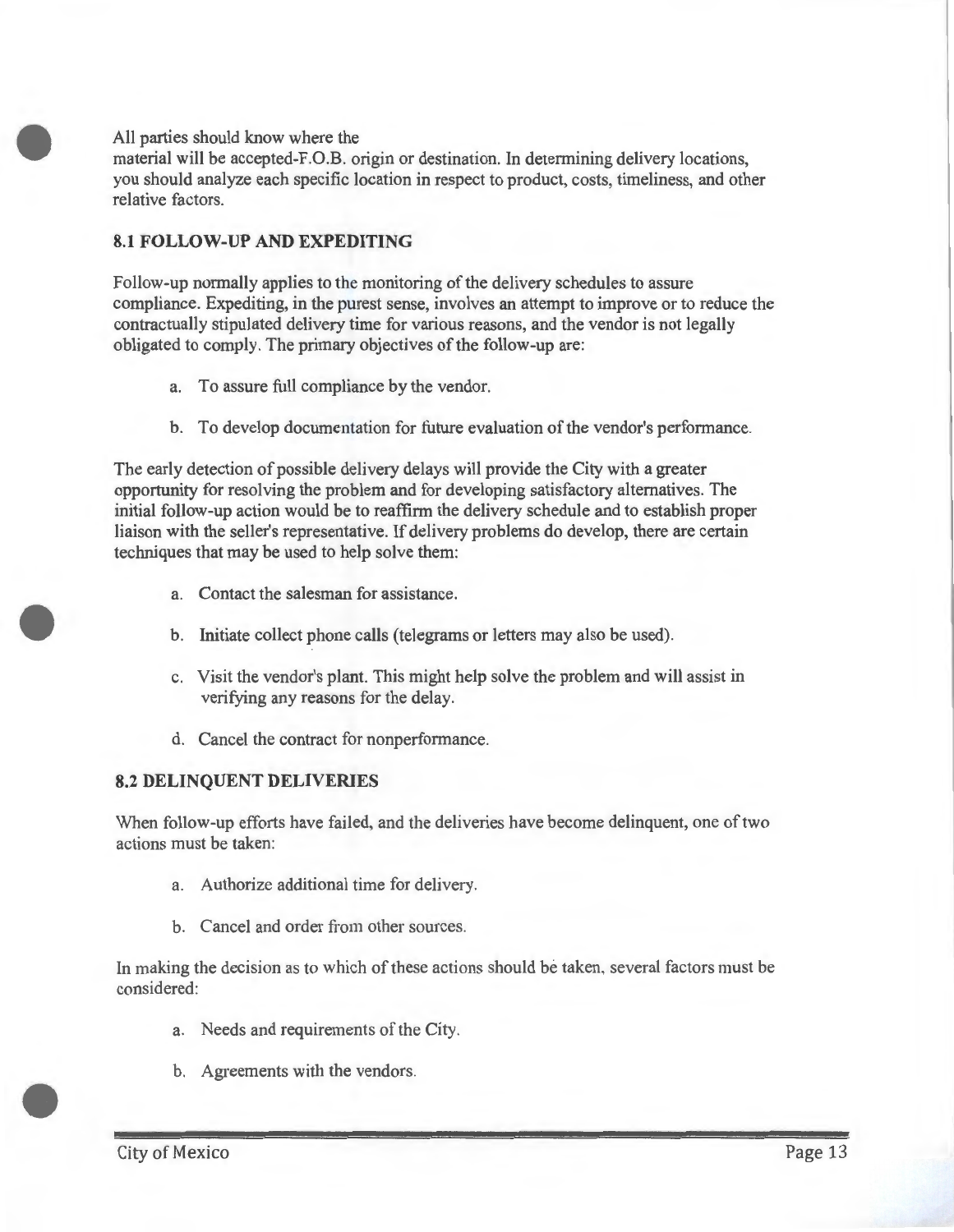All parties should know where the material will be accepted-F.O.B. origin or destination. In determining delivery locations, you should analyze each specific location in respect to product, costs, timeliness, and other relative factors.

### 8.1 FOLLOW-UP AND EXPEDITING

Follow-up normally applies to the monitoring of the delivery schedules to assure compliance. Expediting, in the purest sense, involves an attempt to improve or to reduce the contractually stipulated delivery time for various reasons, and the vendor is not legally obligated to comply. The primary objectives of the follow-up are:

a. To assure full compliance by the vendor.

b. To develop documentation for future evaluation of the vendor's performance.

The early detection of possible delivery delays will provide the City with a greater opportunity for resolving the problem and for developing satisfactory alternatives. The initial follow-up action would be to reaffirm the delivery schedule and to establish proper liaison with the seller's representative. If delivery problems do develop, there are certain techniques that may be used to help solve them:

a. Contact the salesman for assistance.

b. Initiate collect phone calls (telegrams or letters may also be used).

c. Visit the vendor's plant. This might help solve the problem and will assist in verifying any reasons for the delay.

d. Cancel the contract for nonperformance.

### 8.2 DELINQUENT DELIVERIES

When follow-up efforts have failed, and the deliveries have become delinquent, one of two actions must be taken:

a. Authorize additional time for delivery.

b. Cancel and order from other sources.

In making the decision as to which of these actions should be taken, several factors must be considered:

a. Needs and requirements of the City.

b. Agreements with the vendors.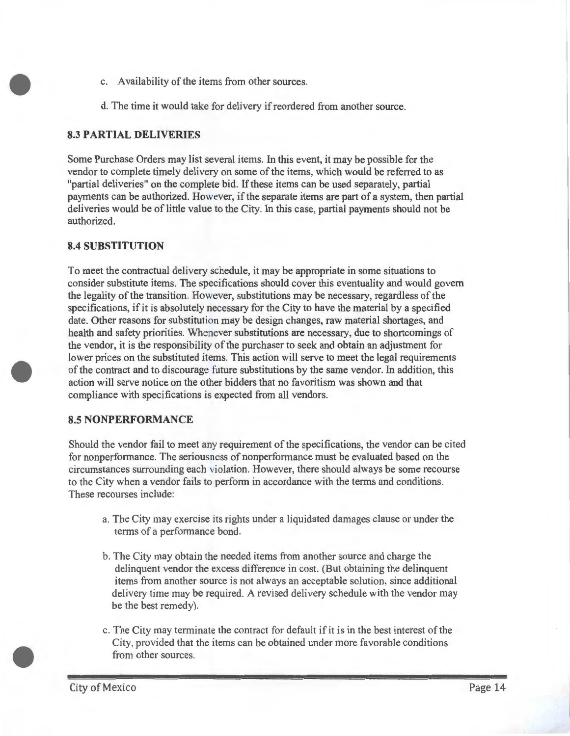c. Availability of the items from other sources.

d. The time it would take for delivery if reordered from another source.

### 8.3 PARTIAL DELIVERIES

Some Purchase Orders may list several items. In this event, it may be possible for the vendor to complete timely delivery on some of the items, which would be referred to as "partial deliveries" on the complete bid. If these items can be used separately, partial payments can be authorized. However, if the separate items are part of a system, then partial deliveries would be of little value to the City. In this case, partial payments should not be authorized.

### 8.4 SUBSTITUTION

To meet the contractual delivery schedule, it may be appropriate in some situations to consider substitute items. The specifications should cover this eventuality and would govern the legality of the transition. However, substitutions may be necessary, regardless of the specifications, if it is absolutely necessary for the City to have the material by a specified date. Other reasons for substitution may be design changes, raw material shortages, and health and safety priorities. Whenever substitutions are necessary, due to shortcomings of the vendor, it is the responsibility of the purchaser to seek and obtain an adjustment for lower prices on the substituted items. This action will serve to meet the legal requirements of the contract and to discourage future substitutions by the same vendor. In addition, this action will serve notice on the other bidders that no favoritism was shown and that compliance with specifications is expected from all vendors.

### 8.5 NONPERFORMANCE

Should the vendor fail to meet any requirement of the specifications, the vendor can be cited for nonperformance. The seriousness of nonperformance must be evaluated based on the circumstances surrounding each violation. However, there should always be some recourse to the City when a vendor fails to perform in accordance with the terms and conditions. These recourses include:

a. The City may exercise its rights under a liquidated damages clause or under the terms of a performance bond.

b. The City may obtain the needed items from another source and charge the delinquent vendor the excess difference in cost. (But obtaining the delinquent items from another source is not always an acceptable solution, since additional delivery time may be required. A revised delivery schedule with the vendor may be the best remedy).

c. The City may terminate the contract for default if it is in the best interest of the City, provided that the items can be obtained under more favorable conditions from other sources.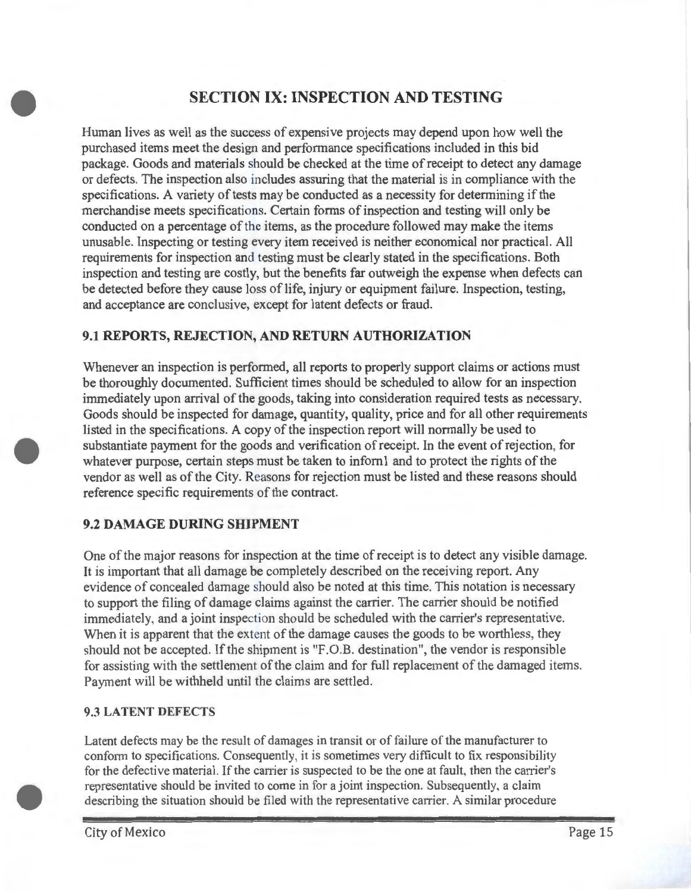# SECTION IX: INSPECTION AND TESTING

Human lives as well as the success of expensive projects may depend upon how well the purchased items meet the design and performance specifications included in this bid package. Goods and materials should be checked at the time of receipt to detect any damage or defects. The inspection also includes assuring that the material is in compliance with the specifications. A variety of tests may be conducted as a necessity for determining if the merchandise meets specifications. Certain forms of inspection and testing will only be conducted on a percentage of the items, as the procedure followed may make the items unusable. Inspecting or testing every item received is neither economical nor practical. All requirements for inspection and testing must be clearly stated in the specifications. Both inspection and testing are costly, but the benefits far outweigh the expense when defects can be detected before they cause loss of life, injury or equipment failure. Inspection, testing, and acceptance are conclusive, except for latent defects or fraud.

## 9.1 REPORTS, REJECTION, AND RETURN AUTHORIZATION

Whenever an inspection is performed, all reports to properly support claims or actions must be thoroughly documented. Sufficient times should be scheduled to allow for an inspection immediately upon arrival of the goods, taking into consideration required tests as necessary. Goods should be inspected for damage, quantity, quality, price and for all other requirements listed in the specifications. A copy of the inspection report will normally be used to substantiate payment for the goods and verification of receipt. In the event of rejection, for whatever purpose, certain steps must be taken to inform1 and to protect the rights of the vendor as well as of the City. Reasons for rejection must be listed and these reasons should reference specific requirements of the contract.

## 9.2 DAMAGE DURING SHIPMENT

One of the major reasons for inspection at the time of receipt is to detect any visible damage. It is important that all damage be completely described on the receiving report. Any evidence of concealed damage should also be noted at this time. This notation is necessary to support the filing of damage claims against the carrier. The carrier should be notified immediately, and a joint inspection should be scheduled with the carrier's representative. When it is apparent that the extent of the damage causes the goods to be worthless, they should not be accepted. If the shipment is "F.O.B. destination", the vendor is responsible for assisting with the settlement of the claim and for full replacement of the damaged items. Payment will be withheld until the claims are settled.

### 9.3 LATENT DEFECTS

Latent defects may be the result of damages in transit or of failure of the manufacturer to conform to specifications. Consequently, it is sometimes very difficult to fix responsibility for the defective material. If the carrier is suspected to be the one at fault, then the carrier's representative should be invited to come in for a joint inspection. Subsequently, a claim describing the situation should be filed with the representative carrier. A similar procedure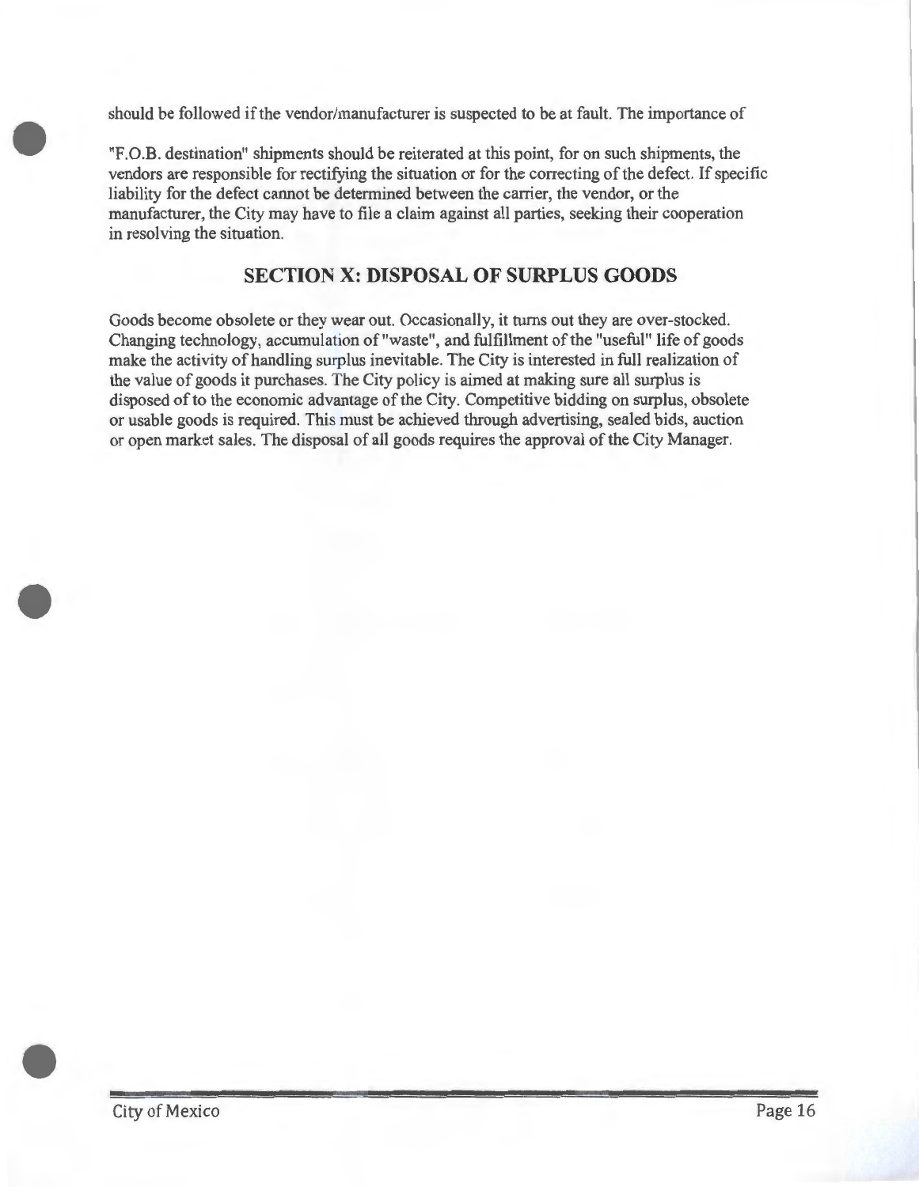should be followed if the vendor/manufacturer is suspected to be at fault. The importance of

"F.O.B. destination" shipments should be reiterated at this point, for on such shipments, the vendors are responsible for rectifying the situation or for the correcting of the defect. If specific liability for the defect cannot be determined between the carrier, the vendor, or the manufacturer, the City may have to file a claim against all parties, seeking their cooperation in resolving the situation.

## SECTION X: DISPOSAL OF SURPLUS GOODS

Goods become obsolete or they wear out. Occasionally, it turns out they are over-stocked. Changing technology, accumulation of "waste", and fulfillment of the "useful" life of goods make the activity of handling surplus inevitable. The City is interested in full realization of the value of goods it purchases. The City policy is aimed at making sure all surplus is disposed of to the economic advantage of the City. Competitive bidding on surplus, obsolete or usable goods is required. This must be achieved through advertising, sealed bids, auction or open market sales. The disposal of all goods requires the approval of the City Manager.